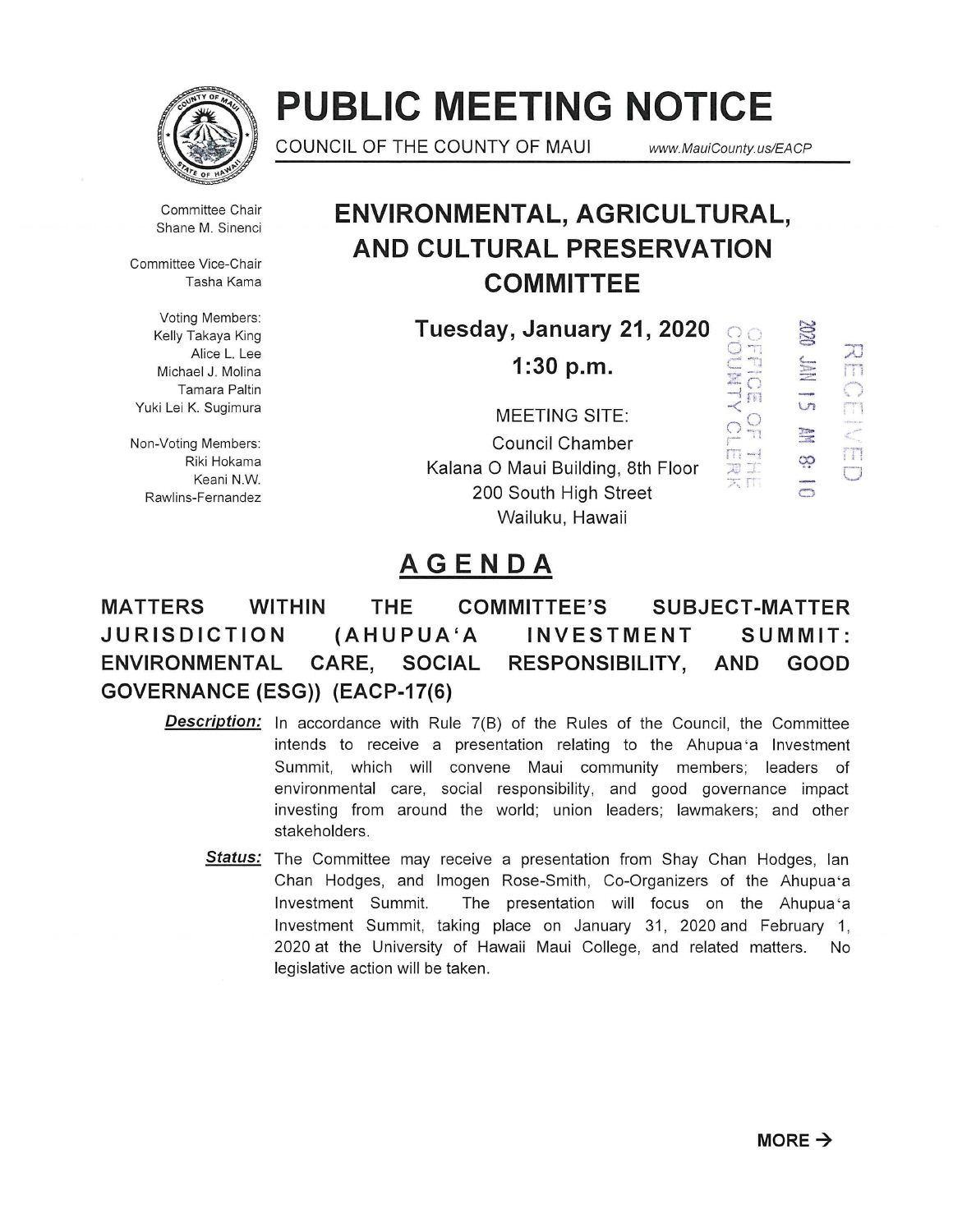# PUBLIC MEETING NOTICE

COUNCIL OF THE COUNTY OF MAUI www.MauiCounty.us/EACP

Committee Chair
Shane M. Sinenci

Committee Vice-Chair
Tasha Kama

Voting Members:
Kelly Takaya King
Alice L. Lee
Michael J. Molina
Tamara Paltin
Yuki Lei K. Sugimura

Non-Voting Members:
Riki Hokama
Keani N.W. Rawlins-Fernandez

## ENVIRONMENTAL, AGRICULTURAL, AND CULTURAL PRESERVATION COMMITTEE

**Tuesday, January 21, 2020**

**1:30 p.m.**

MEETING SITE:
Council Chamber
Kalana O Maui Building, 8th Floor
200 South High Street
Wailuku, Hawaii

RECEIVED
2020 JAN 15 AM 8:10
OFFICE OF THE COUNTY CLERK

## AGENDA

### MATTERS WITHIN THE COMMITTEE'S SUBJECT-MATTER JURISDICTION (AHUPUA'A INVESTMENT SUMMIT: ENVIRONMENTAL CARE, SOCIAL RESPONSIBILITY, AND GOOD GOVERNANCE (ESG)) (EACP-17(6)

***Description:*** In accordance with Rule 7(B) of the Rules of the Council, the Committee intends to receive a presentation relating to the Ahupua'a Investment Summit, which will convene Maui community members; leaders of environmental care, social responsibility, and good governance impact investing from around the world; union leaders; lawmakers; and other stakeholders.

***Status:*** The Committee may receive a presentation from Shay Chan Hodges, Ian Chan Hodges, and Imogen Rose-Smith, Co-Organizers of the Ahupua'a Investment Summit. The presentation will focus on the Ahupua'a Investment Summit, taking place on January 31, 2020 and February 1, 2020 at the University of Hawaii Maui College, and related matters. No legislative action will be taken.

**MORE →**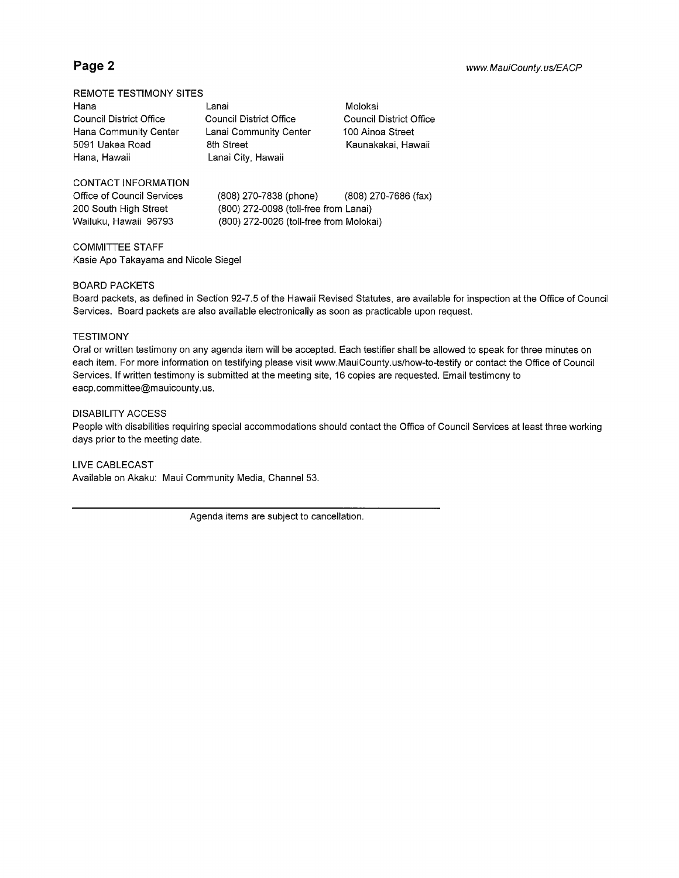REMOTE TESTIMONY SITES

| Hana | Lanai | Molokai |
| --- | --- | --- |
| Council District Office | Council District Office | Council District Office |
| Hana Community Center | Lanai Community Center | 100 Ainoa Street |
| 5091 Uakea Road | 8th Street | Kaunakakai, Hawaii |
| Hana, Hawaii | Lanai City, Hawaii | |

CONTACT INFORMATION

| | | |
| --- | --- | --- |
| Office of Council Services | (808) 270-7838 (phone) | (808) 270-7686 (fax) |
| 200 South High Street | (800) 272-0098 (toll-free from Lanai) | |
| Wailuku, Hawaii 96793 | (800) 272-0026 (toll-free from Molokai) | |

COMMITTEE STAFF

Kasie Apo Takayama and Nicole Siegel

BOARD PACKETS

Board packets, as defined in Section 92-7.5 of the Hawaii Revised Statutes, are available for inspection at the Office of Council Services. Board packets are also available electronically as soon as practicable upon request.

TESTIMONY

Oral or written testimony on any agenda item will be accepted. Each testifier shall be allowed to speak for three minutes on each item. For more information on testifying please visit www.MauiCounty.us/how-to-testify or contact the Office of Council Services. If written testimony is submitted at the meeting site, 16 copies are requested. Email testimony to eacp.committee@mauicounty.us.

DISABILITY ACCESS

People with disabilities requiring special accommodations should contact the Office of Council Services at least three working days prior to the meeting date.

LIVE CABLECAST

Available on Akaku: Maui Community Media, Channel 53.

---

Agenda items are subject to cancellation.